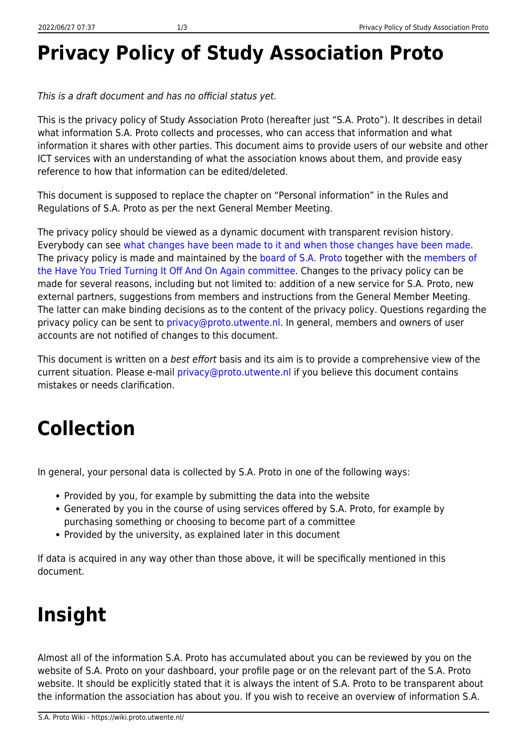# Privacy Policy of Study Association Proto

*This is a draft document and has no official status yet.*

This is the privacy policy of Study Association Proto (hereafter just "S.A. Proto"). It describes in detail what information S.A. Proto collects and processes, who can access that information and what information it shares with other parties. This document aims to provide users of our website and other ICT services with an understanding of what the association knows about them, and provide easy reference to how that information can be edited/deleted.

This document is supposed to replace the chapter on "Personal information" in the Rules and Regulations of S.A. Proto as per the next General Member Meeting.

The privacy policy should be viewed as a dynamic document with transparent revision history. Everybody can see what changes have been made to it and when those changes have been made. The privacy policy is made and maintained by the board of S.A. Proto together with the members of the Have You Tried Turning It Off And On Again committee. Changes to the privacy policy can be made for several reasons, including but not limited to: addition of a new service for S.A. Proto, new external partners, suggestions from members and instructions from the General Member Meeting. The latter can make binding decisions as to the content of the privacy policy. Questions regarding the privacy policy can be sent to privacy@proto.utwente.nl. In general, members and owners of user accounts are not notified of changes to this document.

This document is written on a *best effort* basis and its aim is to provide a comprehensive view of the current situation. Please e-mail privacy@proto.utwente.nl if you believe this document contains mistakes or needs clarification.

# Collection

In general, your personal data is collected by S.A. Proto in one of the following ways:

- Provided by you, for example by submitting the data into the website
- Generated by you in the course of using services offered by S.A. Proto, for example by purchasing something or choosing to become part of a committee
- Provided by the university, as explained later in this document

If data is acquired in any way other than those above, it will be specifically mentioned in this document.

# Insight

Almost all of the information S.A. Proto has accumulated about you can be reviewed by you on the website of S.A. Proto on your dashboard, your profile page or on the relevant part of the S.A. Proto website. It should be explicitly stated that it is always the intent of S.A. Proto to be transparent about the information the association has about you. If you wish to receive an overview of information S.A.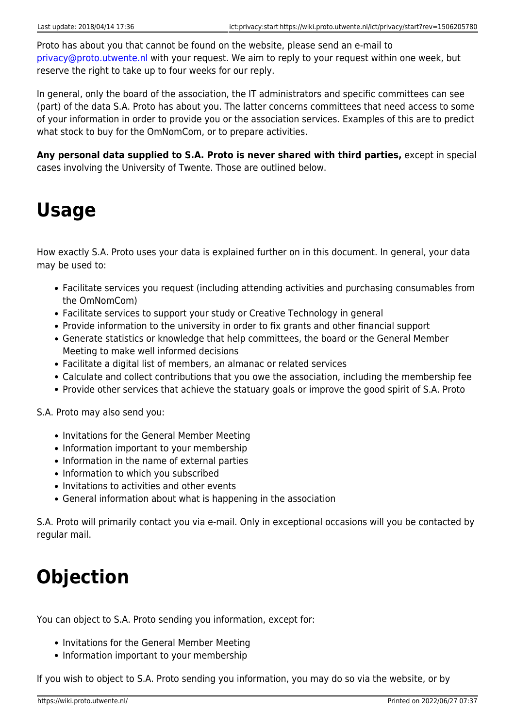Proto has about you that cannot be found on the website, please send an e-mail to privacy@proto.utwente.nl with your request. We aim to reply to your request within one week, but reserve the right to take up to four weeks for our reply.

In general, only the board of the association, the IT administrators and specific committees can see (part) of the data S.A. Proto has about you. The latter concerns committees that need access to some of your information in order to provide you or the association services. Examples of this are to predict what stock to buy for the OmNomCom, or to prepare activities.

**Any personal data supplied to S.A. Proto is never shared with third parties,** except in special cases involving the University of Twente. Those are outlined below.

# Usage

How exactly S.A. Proto uses your data is explained further on in this document. In general, your data may be used to:

- Facilitate services you request (including attending activities and purchasing consumables from the OmNomCom)
- Facilitate services to support your study or Creative Technology in general
- Provide information to the university in order to fix grants and other financial support
- Generate statistics or knowledge that help committees, the board or the General Member Meeting to make well informed decisions
- Facilitate a digital list of members, an almanac or related services
- Calculate and collect contributions that you owe the association, including the membership fee
- Provide other services that achieve the statuary goals or improve the good spirit of S.A. Proto

S.A. Proto may also send you:

- Invitations for the General Member Meeting
- Information important to your membership
- Information in the name of external parties
- Information to which you subscribed
- Invitations to activities and other events
- General information about what is happening in the association

S.A. Proto will primarily contact you via e-mail. Only in exceptional occasions will you be contacted by regular mail.

# Objection

You can object to S.A. Proto sending you information, except for:

- Invitations for the General Member Meeting
- Information important to your membership

If you wish to object to S.A. Proto sending you information, you may do so via the website, or by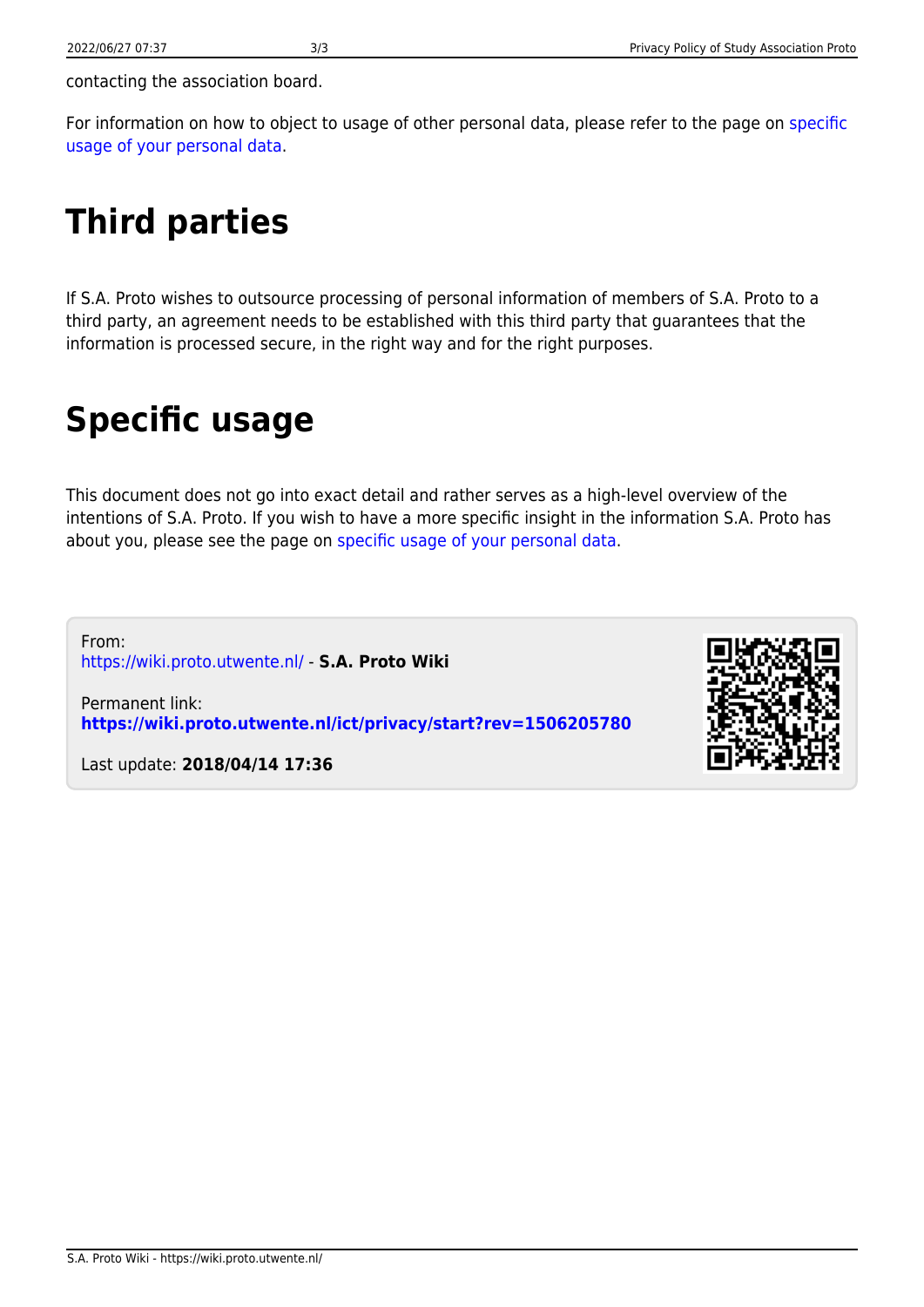contacting the association board.

For information on how to object to usage of other personal data, please refer to the page on specific usage of your personal data.

# Third parties

If S.A. Proto wishes to outsource processing of personal information of members of S.A. Proto to a third party, an agreement needs to be established with this third party that guarantees that the information is processed secure, in the right way and for the right purposes.

# Specific usage

This document does not go into exact detail and rather serves as a high-level overview of the intentions of S.A. Proto. If you wish to have a more specific insight in the information S.A. Proto has about you, please see the page on specific usage of your personal data.

From:
https://wiki.proto.utwente.nl/ - **S.A. Proto Wiki**

Permanent link:
**https://wiki.proto.utwente.nl/ict/privacy/start?rev=1506205780**

Last update: **2018/04/14 17:36**